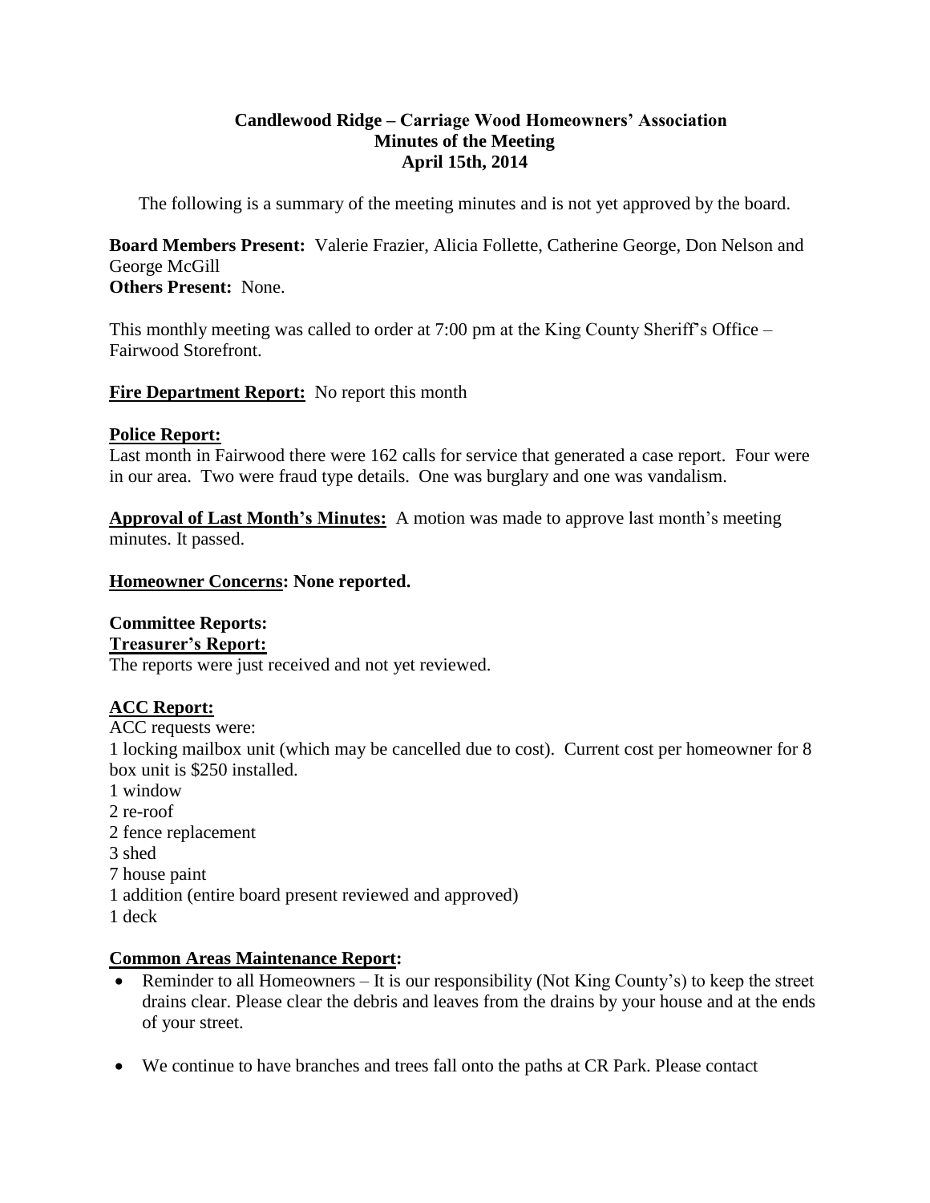# Candlewood Ridge – Carriage Wood Homeowners' Association
## Minutes of the Meeting
## April 15th, 2014

The following is a summary of the meeting minutes and is not yet approved by the board.

**Board Members Present:** Valerie Frazier, Alicia Follette, Catherine George, Don Nelson and George McGill
**Others Present:** None.

This monthly meeting was called to order at 7:00 pm at the King County Sheriff's Office – Fairwood Storefront.

**Fire Department Report:** No report this month

**Police Report:**
Last month in Fairwood there were 162 calls for service that generated a case report. Four were in our area. Two were fraud type details. One was burglary and one was vandalism.

**Approval of Last Month's Minutes:** A motion was made to approve last month's meeting minutes. It passed.

**Homeowner Concerns: None reported.**

**Committee Reports:**
**Treasurer's Report:**
The reports were just received and not yet reviewed.

**ACC Report:**
ACC requests were:
1 locking mailbox unit (which may be cancelled due to cost). Current cost per homeowner for 8 box unit is $250 installed.
1 window
2 re-roof
2 fence replacement
3 shed
7 house paint
1 addition (entire board present reviewed and approved)
1 deck

**Common Areas Maintenance Report:**

- Reminder to all Homeowners – It is our responsibility (Not King County's) to keep the street drains clear. Please clear the debris and leaves from the drains by your house and at the ends of your street.
- We continue to have branches and trees fall onto the paths at CR Park. Please contact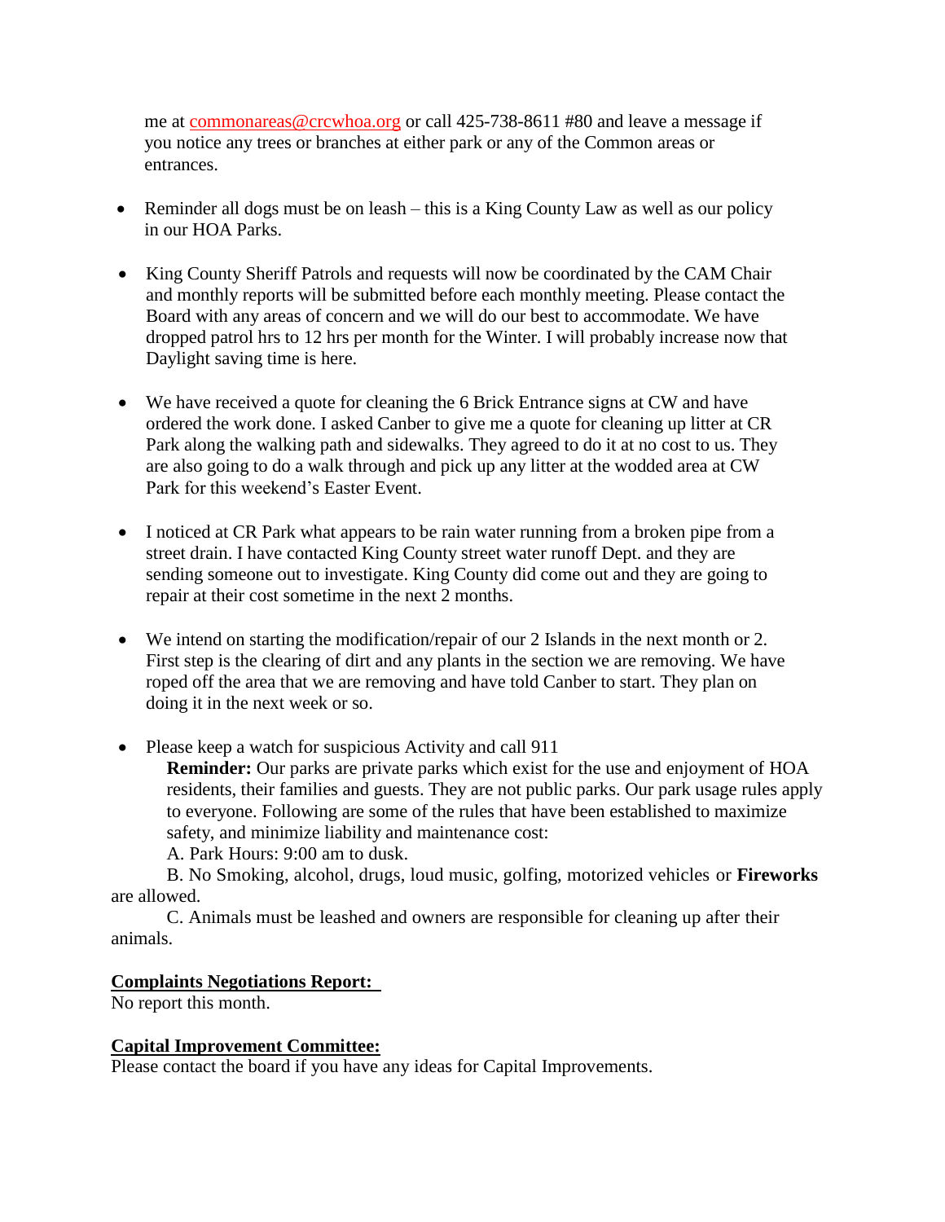me at commonareas@crcwhoa.org or call 425-738-8611 #80 and leave a message if you notice any trees or branches at either park or any of the Common areas or entrances.

- Reminder all dogs must be on leash – this is a King County Law as well as our policy in our HOA Parks.

- King County Sheriff Patrols and requests will now be coordinated by the CAM Chair and monthly reports will be submitted before each monthly meeting. Please contact the Board with any areas of concern and we will do our best to accommodate. We have dropped patrol hrs to 12 hrs per month for the Winter. I will probably increase now that Daylight saving time is here.

- We have received a quote for cleaning the 6 Brick Entrance signs at CW and have ordered the work done. I asked Canber to give me a quote for cleaning up litter at CR Park along the walking path and sidewalks. They agreed to do it at no cost to us. They are also going to do a walk through and pick up any litter at the wodded area at CW Park for this weekend's Easter Event.

- I noticed at CR Park what appears to be rain water running from a broken pipe from a street drain. I have contacted King County street water runoff Dept. and they are sending someone out to investigate. King County did come out and they are going to repair at their cost sometime in the next 2 months.

- We intend on starting the modification/repair of our 2 Islands in the next month or 2. First step is the clearing of dirt and any plants in the section we are removing. We have roped off the area that we are removing and have told Canber to start. They plan on doing it in the next week or so.

- Please keep a watch for suspicious Activity and call 911

  **Reminder:** Our parks are private parks which exist for the use and enjoyment of HOA residents, their families and guests. They are not public parks. Our park usage rules apply to everyone. Following are some of the rules that have been established to maximize safety, and minimize liability and maintenance cost:

  A. Park Hours: 9:00 am to dusk.

  B. No Smoking, alcohol, drugs, loud music, golfing, motorized vehicles or **Fireworks** are allowed.

  C. Animals must be leashed and owners are responsible for cleaning up after their animals.

**Complaints Negotiations Report:**

No report this month.

**Capital Improvement Committee:**

Please contact the board if you have any ideas for Capital Improvements.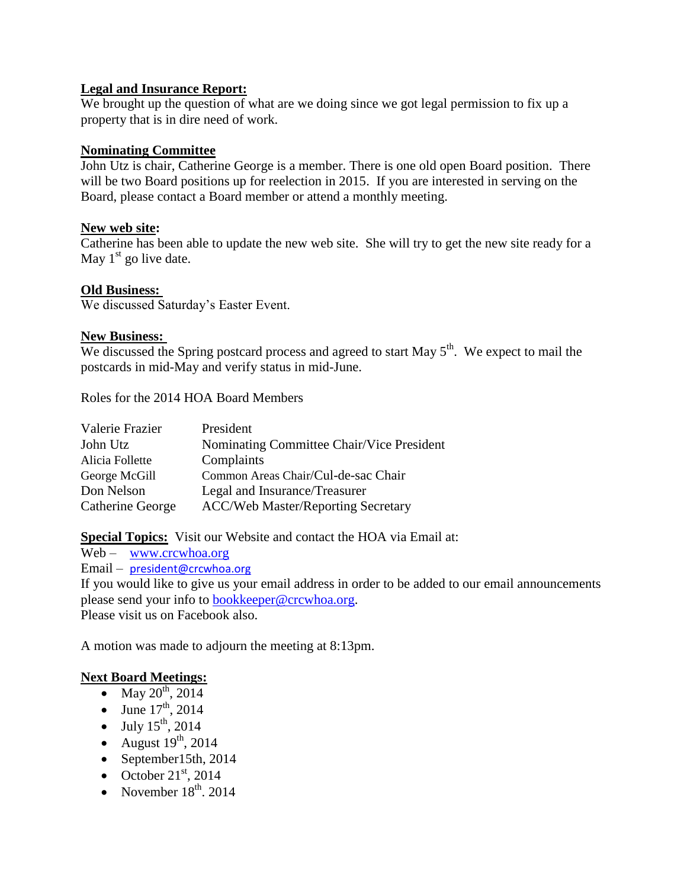**Legal and Insurance Report:**

We brought up the question of what are we doing since we got legal permission to fix up a property that is in dire need of work.

**Nominating Committee**

John Utz is chair, Catherine George is a member. There is one old open Board position. There will be two Board positions up for reelection in 2015. If you are interested in serving on the Board, please contact a Board member or attend a monthly meeting.

**New web site:**

Catherine has been able to update the new web site. She will try to get the new site ready for a May 1st go live date.

**Old Business:**

We discussed Saturday's Easter Event.

**New Business:**

We discussed the Spring postcard process and agreed to start May 5th. We expect to mail the postcards in mid-May and verify status in mid-June.

Roles for the 2014 HOA Board Members

| | |
|---|---|
| Valerie Frazier | President |
| John Utz | Nominating Committee Chair/Vice President |
| Alicia Follette | Complaints |
| George McGill | Common Areas Chair/Cul-de-sac Chair |
| Don Nelson | Legal and Insurance/Treasurer |
| Catherine George | ACC/Web Master/Reporting Secretary |

**Special Topics:** Visit our Website and contact the HOA via Email at:

Web – www.crcwhoa.org

Email – president@crcwhoa.org

If you would like to give us your email address in order to be added to our email announcements please send your info to bookkeeper@crcwhoa.org.

Please visit us on Facebook also.

A motion was made to adjourn the meeting at 8:13pm.

**Next Board Meetings:**

- May 20th, 2014
- June 17th, 2014
- July 15th, 2014
- August 19th, 2014
- September15th, 2014
- October 21st, 2014
- November 18th. 2014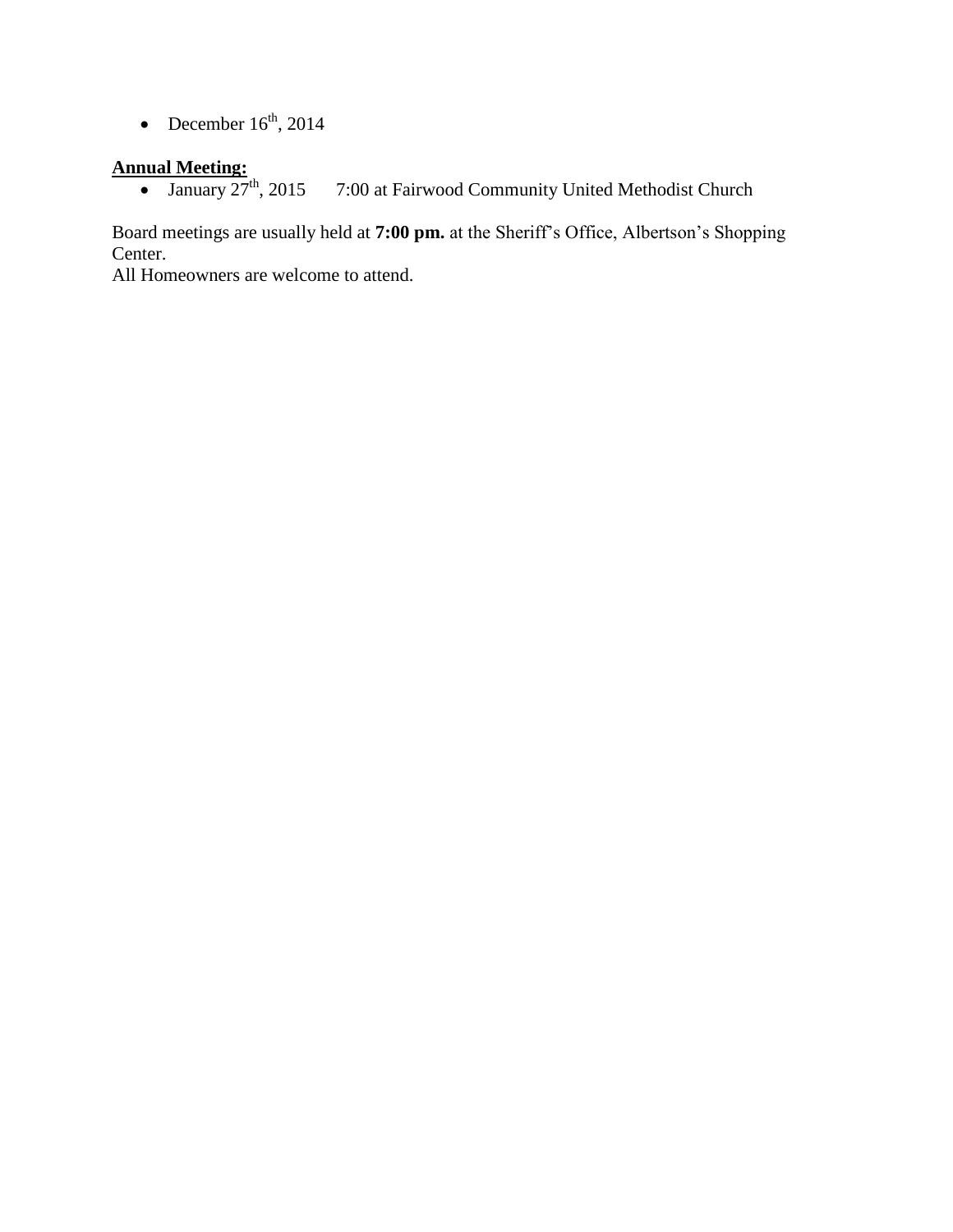- December 16th, 2014

**<u>Annual Meeting:</u>**

- January 27th, 2015      7:00 at Fairwood Community United Methodist Church

Board meetings are usually held at **7:00 pm.** at the Sheriff's Office, Albertson's Shopping Center.
All Homeowners are welcome to attend.